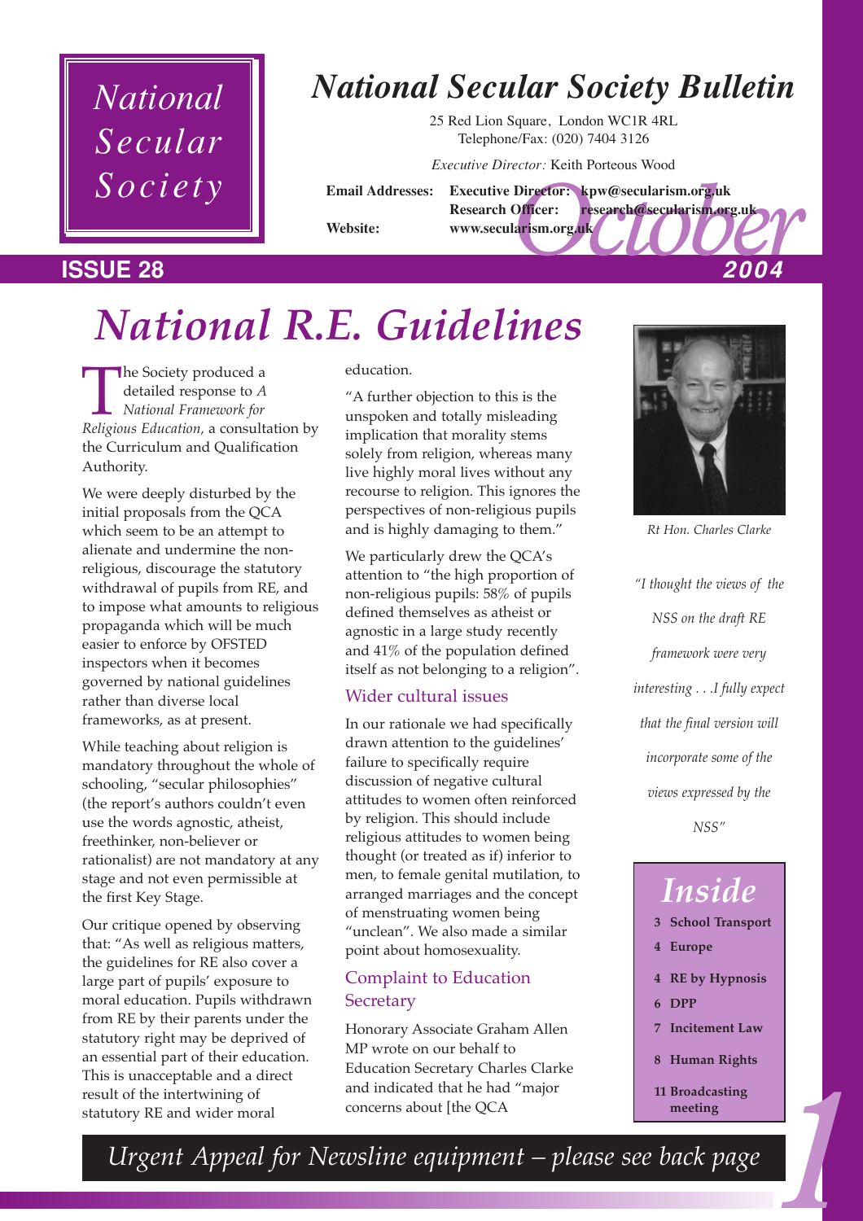# National Secular Society Bulletin

National Secular Society

25 Red Lion Square, London WC1R 4RL
Telephone/Fax: (020) 7404 3126

*Executive Director:* Keith Porteous Wood

**Email Addresses:** **Executive Director: kpw@secularism.org.uk**
**Research Officer: research@secularism.org.uk**
**Website: www.secularism.org.uk**

**ISSUE 28** — *October* **2004**

# *National R.E. Guidelines*

The Society produced a detailed response to *A National Framework for Religious Education,* a consultation by the Curriculum and Qualification Authority.

We were deeply disturbed by the initial proposals from the QCA which seem to be an attempt to alienate and undermine the non-religious, discourage the statutory withdrawal of pupils from RE, and to impose what amounts to religious propaganda which will be much easier to enforce by OFSTED inspectors when it becomes governed by national guidelines rather than diverse local frameworks, as at present.

While teaching about religion is mandatory throughout the whole of schooling, "secular philosophies" (the report's authors couldn't even use the words agnostic, atheist, freethinker, non-believer or rationalist) are not mandatory at any stage and not even permissible at the first Key Stage.

Our critique opened by observing that: "As well as religious matters, the guidelines for RE also cover a large part of pupils' exposure to moral education. Pupils withdrawn from RE by their parents under the statutory right may be deprived of an essential part of their education. This is unacceptable and a direct result of the intertwining of statutory RE and wider moral education.

"A further objection to this is the unspoken and totally misleading implication that morality stems solely from religion, whereas many live highly moral lives without any recourse to religion. This ignores the perspectives of non-religious pupils and is highly damaging to them."

We particularly drew the QCA's attention to "the high proportion of non-religious pupils: 58% of pupils defined themselves as atheist or agnostic in a large study recently and 41% of the population defined itself as not belonging to a religion".

## Wider cultural issues

In our rationale we had specifically drawn attention to the guidelines' failure to specifically require discussion of negative cultural attitudes to women often reinforced by religion. This should include religious attitudes to women being thought (or treated as if) inferior to men, to female genital mutilation, to arranged marriages and the concept of menstruating women being "unclean". We also made a similar point about homosexuality.

## Complaint to Education Secretary

Honorary Associate Graham Allen MP wrote on our behalf to Education Secretary Charles Clarke and indicated that he had "major concerns about [the QCA

*Rt Hon. Charles Clarke*

*"I thought the views of the NSS on the draft RE framework were very interesting . . .I fully expect that the final version will incorporate some of the views expressed by the NSS"*

## *Inside*

- **3 School Transport**
- **4 Europe**
- **4 RE by Hypnosis**
- **6 DPP**
- **7 Incitement Law**
- **8 Human Rights**
- **11 Broadcasting meeting**

*Urgent Appeal for Newsline equipment – please see back page*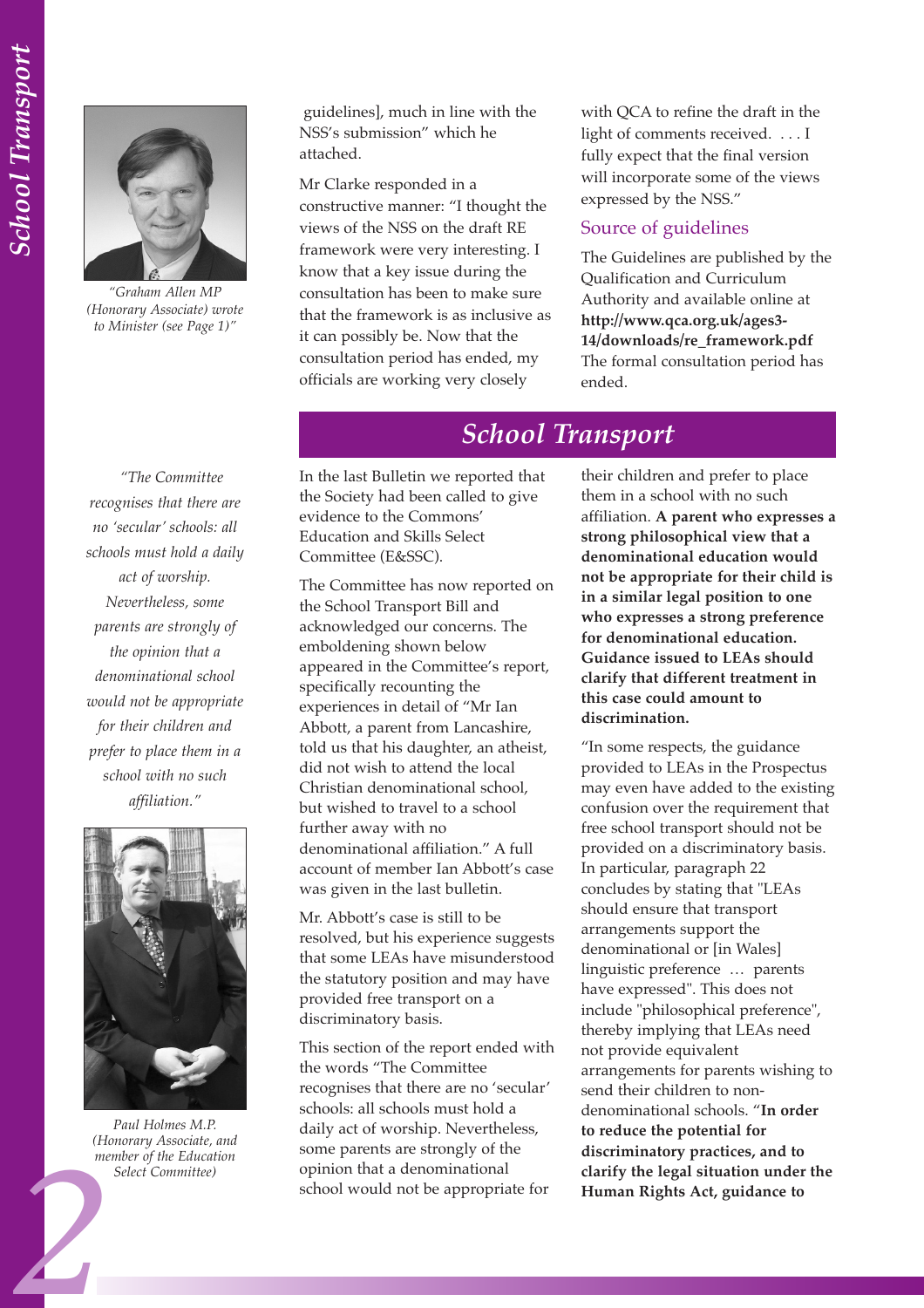*"Graham Allen MP (Honorary Associate) wrote to Minister (see Page 1)"*

guidelines], much in line with the NSS's submission" which he attached.

Mr Clarke responded in a constructive manner: "I thought the views of the NSS on the draft RE framework were very interesting. I know that a key issue during the consultation has been to make sure that the framework is as inclusive as it can possibly be. Now that the consultation period has ended, my officials are working very closely with QCA to refine the draft in the light of comments received. . . . I fully expect that the final version will incorporate some of the views expressed by the NSS."

## Source of guidelines

The Guidelines are published by the Qualification and Curriculum Authority and available online at **http://www.qca.org.uk/ages3-14/downloads/re_framework.pdf** The formal consultation period has ended.

# *School Transport*

*"The Committee recognises that there are no 'secular' schools: all schools must hold a daily act of worship. Nevertheless, some parents are strongly of the opinion that a denominational school would not be appropriate for their children and prefer to place them in a school with no such affiliation."*

In the last Bulletin we reported that the Society had been called to give evidence to the Commons' Education and Skills Select Committee (E&SSC).

The Committee has now reported on the School Transport Bill and acknowledged our concerns. The emboldening shown below appeared in the Committee's report, specifically recounting the experiences in detail of "Mr Ian Abbott, a parent from Lancashire, told us that his daughter, an atheist, did not wish to attend the local Christian denominational school, but wished to travel to a school further away with no denominational affiliation." A full account of member Ian Abbott's case was given in the last bulletin.

Mr. Abbott's case is still to be resolved, but his experience suggests that some LEAs have misunderstood the statutory position and may have provided free transport on a discriminatory basis.

This section of the report ended with the words "The Committee recognises that there are no 'secular' schools: all schools must hold a daily act of worship. Nevertheless, some parents are strongly of the opinion that a denominational school would not be appropriate for their children and prefer to place them in a school with no such affiliation. **A parent who expresses a strong philosophical view that a denominational education would not be appropriate for their child is in a similar legal position to one who expresses a strong preference for denominational education. Guidance issued to LEAs should clarify that different treatment in this case could amount to discrimination.**

*Paul Holmes M.P. (Honorary Associate, and member of the Education Select Committee)*

"In some respects, the guidance provided to LEAs in the Prospectus may even have added to the existing confusion over the requirement that free school transport should not be provided on a discriminatory basis. In particular, paragraph 22 concludes by stating that "LEAs should ensure that transport arrangements support the denominational or [in Wales] linguistic preference … parents have expressed". This does not include "philosophical preference", thereby implying that LEAs need not provide equivalent arrangements for parents wishing to send their children to non-denominational schools. "**In order to reduce the potential for discriminatory practices, and to clarify the legal situation under the Human Rights Act, guidance to**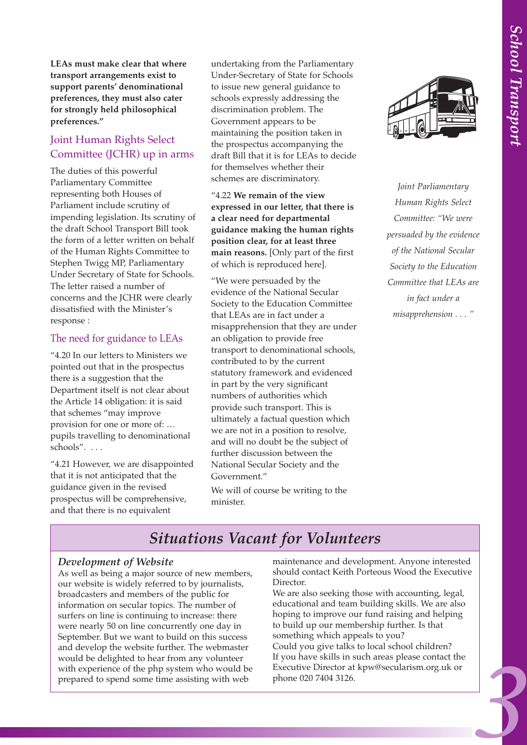**LEAs must make clear that where transport arrangements exist to support parents' denominational preferences, they must also cater for strongly held philosophical preferences."**

## Joint Human Rights Select Committee (JCHR) up in arms

The duties of this powerful Parliamentary Committee representing both Houses of Parliament include scrutiny of impending legislation. Its scrutiny of the draft School Transport Bill took the form of a letter written on behalf of the Human Rights Committee to Stephen Twigg MP, Parliamentary Under Secretary of State for Schools. The letter raised a number of concerns and the JCHR were clearly dissatisfied with the Minister's response :

### The need for guidance to LEAs

"4.20 In our letters to Ministers we pointed out that in the prospectus there is a suggestion that the Department itself is not clear about the Article 14 obligation: it is said that schemes "may improve provision for one or more of: … pupils travelling to denominational schools". . . .

"4.21 However, we are disappointed that it is not anticipated that the guidance given in the revised prospectus will be comprehensive, and that there is no equivalent undertaking from the Parliamentary Under-Secretary of State for Schools to issue new general guidance to schools expressly addressing the discrimination problem. The Government appears to be maintaining the position taken in the prospectus accompanying the draft Bill that it is for LEAs to decide for themselves whether their schemes are discriminatory.

"4.22 **We remain of the view expressed in our letter, that there is a clear need for departmental guidance making the human rights position clear, for at least three main reasons.** [Only part of the first of which is reproduced here].

"We were persuaded by the evidence of the National Secular Society to the Education Committee that LEAs are in fact under a misapprehension that they are under an obligation to provide free transport to denominational schools, contributed to by the current statutory framework and evidenced in part by the very significant numbers of authorities which provide such transport. This is ultimately a factual question which we are not in a position to resolve, and will no doubt be the subject of further discussion between the National Secular Society and the Government."

We will of course be writing to the minister.

*Joint Parliamentary Human Rights Select Committee: "We were persuaded by the evidence of the National Secular Society to the Education Committee that LEAs are in fact under a misapprehension . . . "*

## *Situations Vacant for Volunteers*

### *Development of Website*

As well as being a major source of new members, our website is widely referred to by journalists, broadcasters and members of the public for information on secular topics. The number of surfers on line is continuing to increase: there were nearly 50 on line concurrently one day in September. But we want to build on this success and develop the website further. The webmaster would be delighted to hear from any volunteer with experience of the php system who would be prepared to spend some time assisting with web maintenance and development. Anyone interested should contact Keith Porteous Wood the Executive Director.

We are also seeking those with accounting, legal, educational and team building skills. We are also hoping to improve our fund raising and helping to build up our membership further. Is that something which appeals to you?

Could you give talks to local school children?

If you have skills in such areas please contact the Executive Director at kpw@secularism.org.uk or phone 020 7404 3126.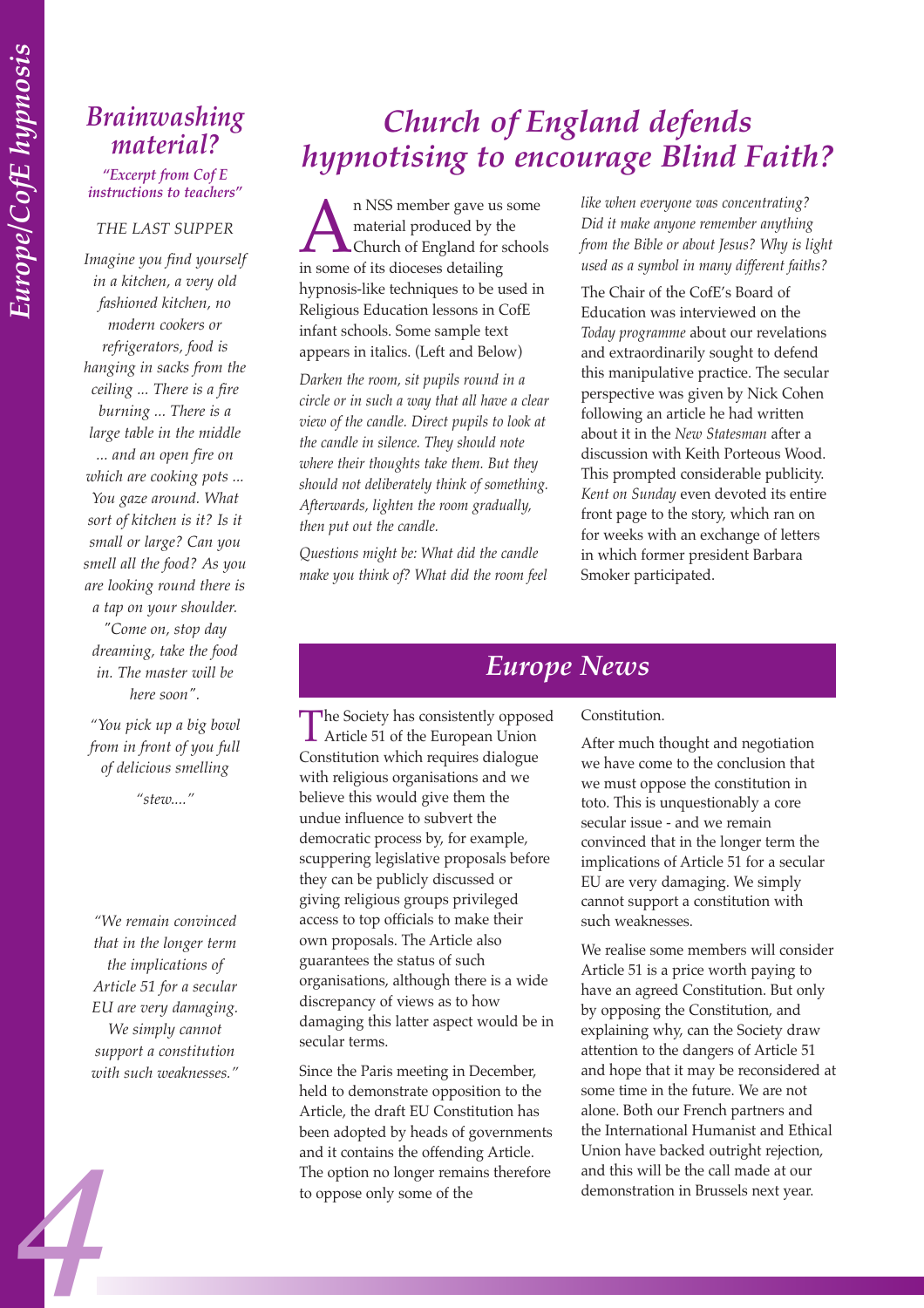# Church of England defends hypnotising to encourage Blind Faith?

An NSS member gave us some material produced by the Church of England for schools in some of its dioceses detailing hypnosis-like techniques to be used in Religious Education lessons in CofE infant schools. Some sample text appears in italics. (Left and Below)

*Darken the room, sit pupils round in a circle or in such a way that all have a clear view of the candle. Direct pupils to look at the candle in silence. They should note where their thoughts take them. But they should not deliberately think of something. Afterwards, lighten the room gradually, then put out the candle.*

*Questions might be: What did the candle make you think of? What did the room feel like when everyone was concentrating? Did it make anyone remember anything from the Bible or about Jesus? Why is light used as a symbol in many different faiths?*

The Chair of the CofE's Board of Education was interviewed on the *Today programme* about our revelations and extraordinarily sought to defend this manipulative practice. The secular perspective was given by Nick Cohen following an article he had written about it in the *New Statesman* after a discussion with Keith Porteous Wood. This prompted considerable publicity. *Kent on Sunday* even devoted its entire front page to the story, which ran on for weeks with an exchange of letters in which former president Barbara Smoker participated.

## *Brainwashing material?*

***"Excerpt from Cof E instructions to teachers"***

*THE LAST SUPPER*

*Imagine you find yourself in a kitchen, a very old fashioned kitchen, no modern cookers or refrigerators, food is hanging in sacks from the ceiling ... There is a fire burning ... There is a large table in the middle ... and an open fire on which are cooking pots ... You gaze around. What sort of kitchen is it? Is it small or large? Can you smell all the food? As you are looking round there is a tap on your shoulder. "Come on, stop day dreaming, take the food in. The master will be here soon".*

*"You pick up a big bowl from in front of you full of delicious smelling*

*"stew...."*

## *Europe News*

The Society has consistently opposed Article 51 of the European Union Constitution which requires dialogue with religious organisations and we believe this would give them the undue influence to subvert the democratic process by, for example, scuppering legislative proposals before they can be publicly discussed or giving religious groups privileged access to top officials to make their own proposals. The Article also guarantees the status of such organisations, although there is a wide discrepancy of views as to how damaging this latter aspect would be in secular terms.

Since the Paris meeting in December, held to demonstrate opposition to the Article, the draft EU Constitution has been adopted by heads of governments and it contains the offending Article. The option no longer remains therefore to oppose only some of the Constitution.

After much thought and negotiation we have come to the conclusion that we must oppose the constitution in toto. This is unquestionably a core secular issue - and we remain convinced that in the longer term the implications of Article 51 for a secular EU are very damaging. We simply cannot support a constitution with such weaknesses.

We realise some members will consider Article 51 is a price worth paying to have an agreed Constitution. But only by opposing the Constitution, and explaining why, can the Society draw attention to the dangers of Article 51 and hope that it may be reconsidered at some time in the future. We are not alone. Both our French partners and the International Humanist and Ethical Union have backed outright rejection, and this will be the call made at our demonstration in Brussels next year.

*"We remain convinced that in the longer term the implications of Article 51 for a secular EU are very damaging. We simply cannot support a constitution with such weaknesses."*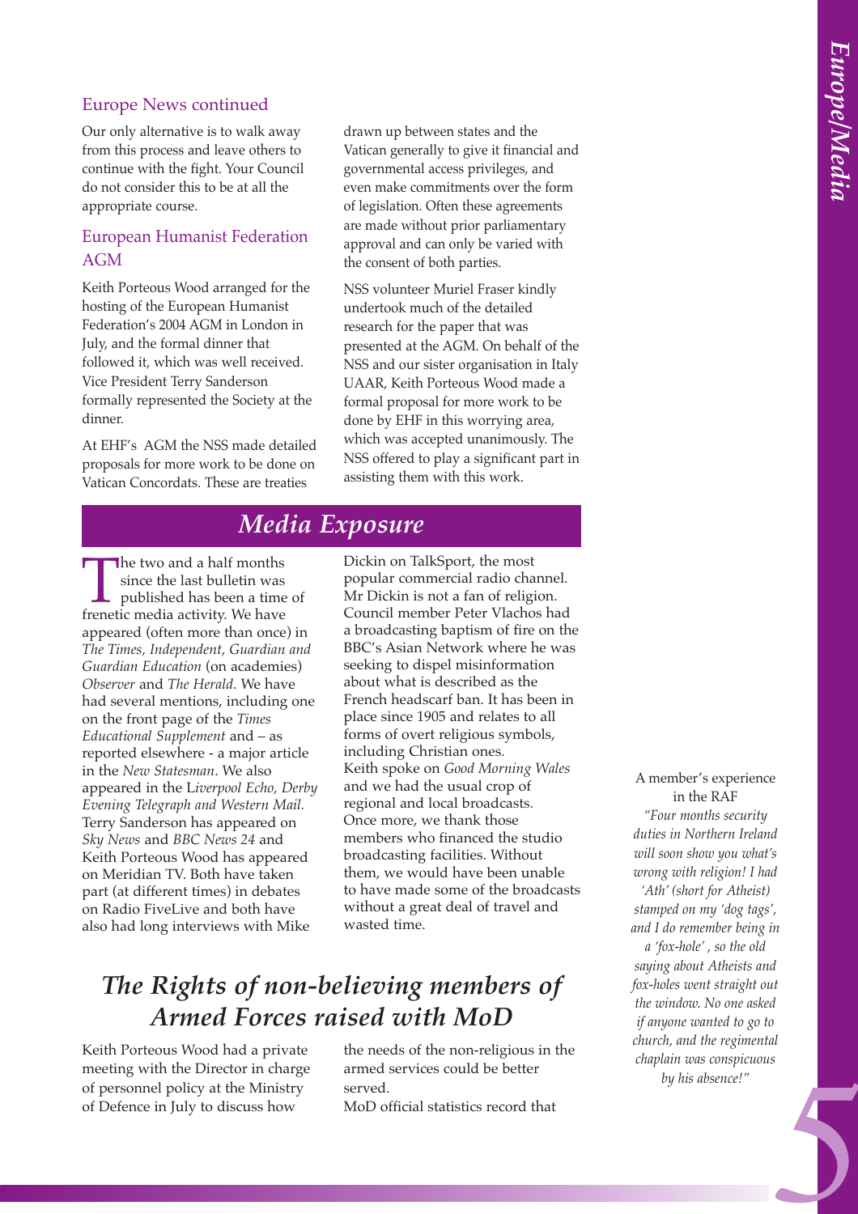## Europe News continued

Our only alternative is to walk away from this process and leave others to continue with the fight. Your Council do not consider this to be at all the appropriate course.

## European Humanist Federation AGM

Keith Porteous Wood arranged for the hosting of the European Humanist Federation's 2004 AGM in London in July, and the formal dinner that followed it, which was well received. Vice President Terry Sanderson formally represented the Society at the dinner.

At EHF's AGM the NSS made detailed proposals for more work to be done on Vatican Concordats. These are treaties drawn up between states and the Vatican generally to give it financial and governmental access privileges, and even make commitments over the form of legislation. Often these agreements are made without prior parliamentary approval and can only be varied with the consent of both parties.

NSS volunteer Muriel Fraser kindly undertook much of the detailed research for the paper that was presented at the AGM. On behalf of the NSS and our sister organisation in Italy UAAR, Keith Porteous Wood made a formal proposal for more work to be done by EHF in this worrying area, which was accepted unanimously. The NSS offered to play a significant part in assisting them with this work.

# *Media Exposure*

The two and a half months since the last bulletin was published has been a time of frenetic media activity. We have appeared (often more than once) in *The Times, Independent, Guardian and Guardian Education* (on academies) *Observer* and *The Herald*. We have had several mentions, including one on the front page of the *Times Educational Supplement* and – as reported elsewhere - a major article in the *New Statesman*. We also appeared in the *Liverpool Echo, Derby Evening Telegraph and Western Mail.* Terry Sanderson has appeared on *Sky News* and *BBC News 24* and Keith Porteous Wood has appeared on Meridian TV. Both have taken part (at different times) in debates on Radio FiveLive and both have also had long interviews with Mike Dickin on TalkSport, the most popular commercial radio channel. Mr Dickin is not a fan of religion. Council member Peter Vlachos had a broadcasting baptism of fire on the BBC's Asian Network where he was seeking to dispel misinformation about what is described as the French headscarf ban. It has been in place since 1905 and relates to all forms of overt religious symbols, including Christian ones. Keith spoke on *Good Morning Wales* and we had the usual crop of regional and local broadcasts. Once more, we thank those members who financed the studio broadcasting facilities. Without them, we would have been unable to have made some of the broadcasts without a great deal of travel and wasted time.

# *The Rights of non-believing members of Armed Forces raised with MoD*

Keith Porteous Wood had a private meeting with the Director in charge of personnel policy at the Ministry of Defence in July to discuss how the needs of the non-religious in the armed services could be better served.

MoD official statistics record that

A member's experience in the RAF

*"Four months security duties in Northern Ireland will soon show you what's wrong with religion! I had 'Ath' (short for Atheist) stamped on my 'dog tags', and I do remember being in a 'fox-hole', so the old saying about Atheists and fox-holes went straight out the window. No one asked if anyone wanted to go to church, and the regimental chaplain was conspicuous by his absence!"*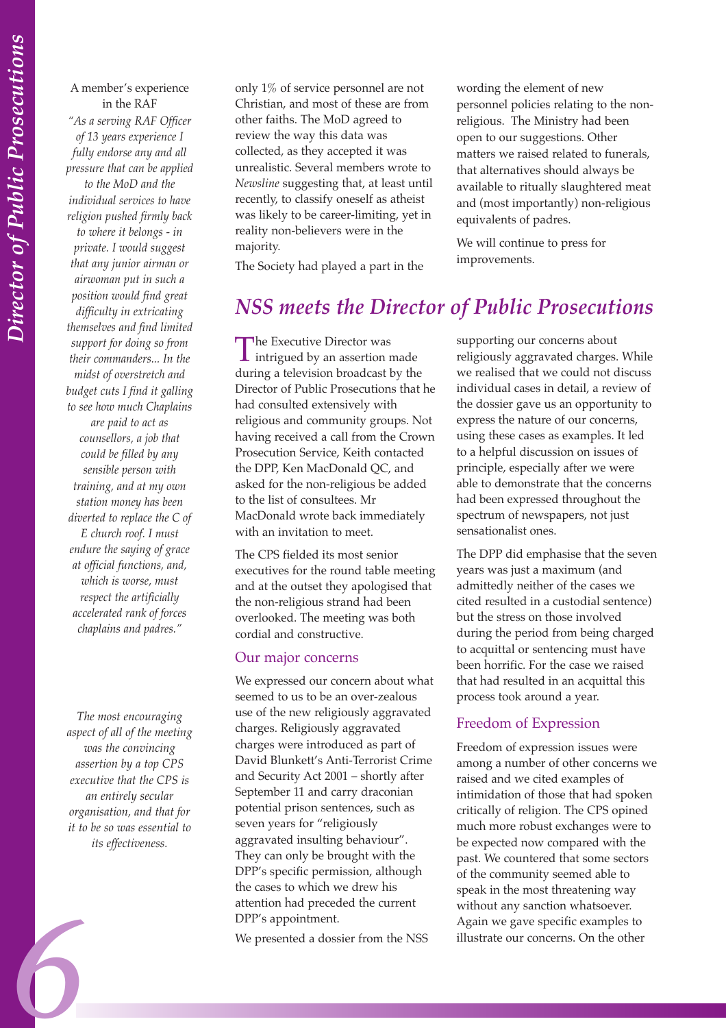A member's experience in the RAF

*"As a serving RAF Officer of 13 years experience I fully endorse any and all pressure that can be applied to the MoD and the individual services to have religion pushed firmly back to where it belongs - in private. I would suggest that any junior airman or airwoman put in such a position would find great difficulty in extricating themselves and find limited support for doing so from their commanders... In the midst of overstretch and budget cuts I find it galling to see how much Chaplains are paid to act as counsellors, a job that could be filled by any sensible person with training, and at my own station money has been diverted to replace the C of E church roof. I must endure the saying of grace at official functions, and, which is worse, must respect the artificially accelerated rank of forces chaplains and padres."*

only 1% of service personnel are not Christian, and most of these are from other faiths. The MoD agreed to review the way this data was collected, as they accepted it was unrealistic. Several members wrote to *Newsline* suggesting that, at least until recently, to classify oneself as atheist was likely to be career-limiting, yet in reality non-believers were in the majority.

The Society had played a part in the wording the element of new personnel policies relating to the non-religious. The Ministry had been open to our suggestions. Other matters we raised related to funerals, that alternatives should always be available to ritually slaughtered meat and (most importantly) non-religious equivalents of padres.

We will continue to press for improvements.

## *NSS meets the Director of Public Prosecutions*

The Executive Director was intrigued by an assertion made during a television broadcast by the Director of Public Prosecutions that he had consulted extensively with religious and community groups. Not having received a call from the Crown Prosecution Service, Keith contacted the DPP, Ken MacDonald QC, and asked for the non-religious be added to the list of consultees. Mr MacDonald wrote back immediately with an invitation to meet.

The CPS fielded its most senior executives for the round table meeting and at the outset they apologised that the non-religious strand had been overlooked. The meeting was both cordial and constructive.

*The most encouraging aspect of all of the meeting was the convincing assertion by a top CPS executive that the CPS is an entirely secular organisation, and that for it to be so was essential to its effectiveness.*

### Our major concerns

We expressed our concern about what seemed to us to be an over-zealous use of the new religiously aggravated charges. Religiously aggravated charges were introduced as part of David Blunkett's Anti-Terrorist Crime and Security Act 2001 – shortly after September 11 and carry draconian potential prison sentences, such as seven years for "religiously aggravated insulting behaviour". They can only be brought with the DPP's specific permission, although the cases to which we drew his attention had preceded the current DPP's appointment.

We presented a dossier from the NSS supporting our concerns about religiously aggravated charges. While we realised that we could not discuss individual cases in detail, a review of the dossier gave us an opportunity to express the nature of our concerns, using these cases as examples. It led to a helpful discussion on issues of principle, especially after we were able to demonstrate that the concerns had been expressed throughout the spectrum of newspapers, not just sensationalist ones.

The DPP did emphasise that the seven years was just a maximum (and admittedly neither of the cases we cited resulted in a custodial sentence) but the stress on those involved during the period from being charged to acquittal or sentencing must have been horrific. For the case we raised that had resulted in an acquittal this process took around a year.

### Freedom of Expression

Freedom of expression issues were among a number of other concerns we raised and we cited examples of intimidation of those that had spoken critically of religion. The CPS opined much more robust exchanges were to be expected now compared with the past. We countered that some sectors of the community seemed able to speak in the most threatening way without any sanction whatsoever. Again we gave specific examples to illustrate our concerns. On the other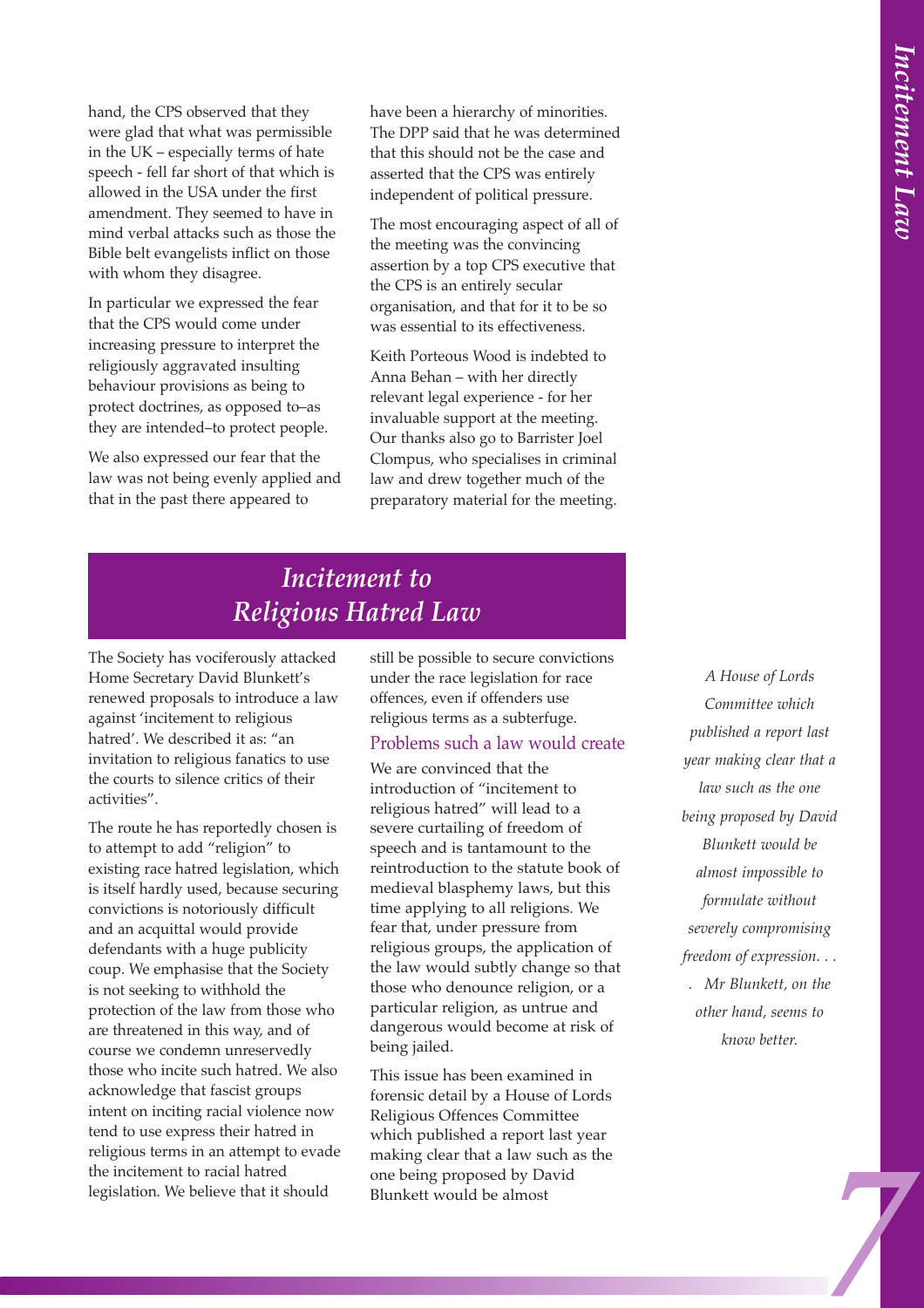hand, the CPS observed that they were glad that what was permissible in the UK – especially terms of hate speech - fell far short of that which is allowed in the USA under the first amendment. They seemed to have in mind verbal attacks such as those the Bible belt evangelists inflict on those with whom they disagree.

In particular we expressed the fear that the CPS would come under increasing pressure to interpret the religiously aggravated insulting behaviour provisions as being to protect doctrines, as opposed to–as they are intended–to protect people.

We also expressed our fear that the law was not being evenly applied and that in the past there appeared to have been a hierarchy of minorities. The DPP said that he was determined that this should not be the case and asserted that the CPS was entirely independent of political pressure.

The most encouraging aspect of all of the meeting was the convincing assertion by a top CPS executive that the CPS is an entirely secular organisation, and that for it to be so was essential to its effectiveness.

Keith Porteous Wood is indebted to Anna Behan – with her directly relevant legal experience - for her invaluable support at the meeting. Our thanks also go to Barrister Joel Clompus, who specialises in criminal law and drew together much of the preparatory material for the meeting.

# *Incitement to Religious Hatred Law*

The Society has vociferously attacked Home Secretary David Blunkett's renewed proposals to introduce a law against 'incitement to religious hatred'. We described it as: "an invitation to religious fanatics to use the courts to silence critics of their activities".

The route he has reportedly chosen is to attempt to add "religion" to existing race hatred legislation, which is itself hardly used, because securing convictions is notoriously difficult and an acquittal would provide defendants with a huge publicity coup. We emphasise that the Society is not seeking to withhold the protection of the law from those who are threatened in this way, and of course we condemn unreservedly those who incite such hatred. We also acknowledge that fascist groups intent on inciting racial violence now tend to use express their hatred in religious terms in an attempt to evade the incitement to racial hatred legislation. We believe that it should still be possible to secure convictions under the race legislation for race offences, even if offenders use religious terms as a subterfuge.

## Problems such a law would create

We are convinced that the introduction of "incitement to religious hatred" will lead to a severe curtailing of freedom of speech and is tantamount to the reintroduction to the statute book of medieval blasphemy laws, but this time applying to all religions. We fear that, under pressure from religious groups, the application of the law would subtly change so that those who denounce religion, or a particular religion, as untrue and dangerous would become at risk of being jailed.

This issue has been examined in forensic detail by a House of Lords Religious Offences Committee which published a report last year making clear that a law such as the one being proposed by David Blunkett would be almost

*A House of Lords Committee which published a report last year making clear that a law such as the one being proposed by David Blunkett would be almost impossible to formulate without severely compromising freedom of expression. . . . Mr Blunkett, on the other hand, seems to know better.*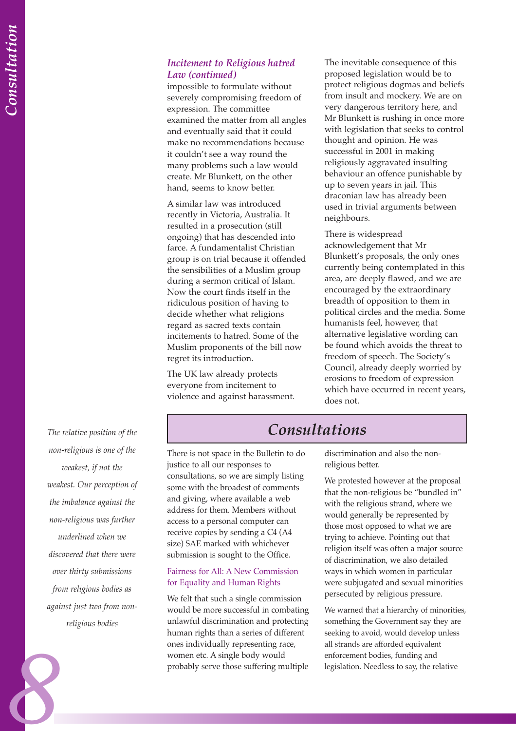### *Incitement to Religious hatred Law (continued)*

impossible to formulate without severely compromising freedom of expression. The committee examined the matter from all angles and eventually said that it could make no recommendations because it couldn't see a way round the many problems such a law would create. Mr Blunkett, on the other hand, seems to know better.

A similar law was introduced recently in Victoria, Australia. It resulted in a prosecution (still ongoing) that has descended into farce. A fundamentalist Christian group is on trial because it offended the sensibilities of a Muslim group during a sermon critical of Islam. Now the court finds itself in the ridiculous position of having to decide whether what religions regard as sacred texts contain incitements to hatred. Some of the Muslim proponents of the bill now regret its introduction.

The UK law already protects everyone from incitement to violence and against harassment. The inevitable consequence of this proposed legislation would be to protect religious dogmas and beliefs from insult and mockery. We are on very dangerous territory here, and Mr Blunkett is rushing in once more with legislation that seeks to control thought and opinion. He was successful in 2001 in making religiously aggravated insulting behaviour an offence punishable by up to seven years in jail. This draconian law has already been used in trivial arguments between neighbours.

There is widespread acknowledgement that Mr Blunkett's proposals, the only ones currently being contemplated in this area, are deeply flawed, and we are encouraged by the extraordinary breadth of opposition to them in political circles and the media. Some humanists feel, however, that alternative legislative wording can be found which avoids the threat to freedom of speech. The Society's Council, already deeply worried by erosions to freedom of expression which have occurred in recent years, does not.

## *Consultations*

There is not space in the Bulletin to do justice to all our responses to consultations, so we are simply listing some with the broadest of comments and giving, where available a web address for them. Members without access to a personal computer can receive copies by sending a C4 (A4 size) SAE marked with whichever submission is sought to the Office.

### Fairness for All: A New Commission for Equality and Human Rights

We felt that such a single commission would be more successful in combating unlawful discrimination and protecting human rights than a series of different ones individually representing race, women etc. A single body would probably serve those suffering multiple discrimination and also the non-religious better.

We protested however at the proposal that the non-religious be "bundled in" with the religious strand, where we would generally be represented by those most opposed to what we are trying to achieve. Pointing out that religion itself was often a major source of discrimination, we also detailed ways in which women in particular were subjugated and sexual minorities persecuted by religious pressure.

We warned that a hierarchy of minorities, something the Government say they are seeking to avoid, would develop unless all strands are afforded equivalent enforcement bodies, funding and legislation. Needless to say, the relative

> *The relative position of the non-religious is one of the weakest, if not the weakest. Our perception of the imbalance against the non-religious was further underlined when we discovered that there were over thirty submissions from religious bodies as against just two from non-religious bodies*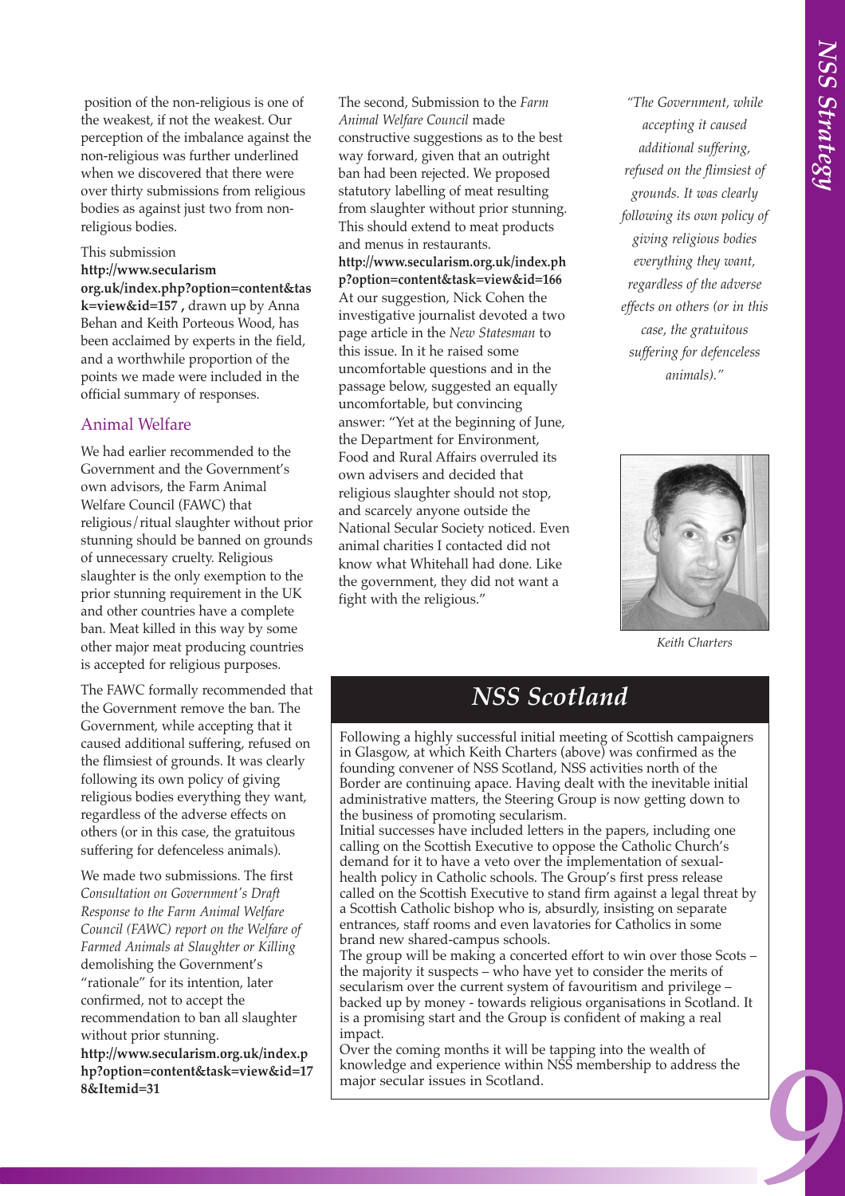position of the non-religious is one of the weakest, if not the weakest. Our perception of the imbalance against the non-religious was further underlined when we discovered that there were over thirty submissions from religious bodies as against just two from non-religious bodies.

This submission **http://www.secularism org.uk/index.php?option=content&task=view&id=157 ,** drawn up by Anna Behan and Keith Porteous Wood, has been acclaimed by experts in the field, and a worthwhile proportion of the points we made were included in the official summary of responses.

## Animal Welfare

We had earlier recommended to the Government and the Government's own advisors, the Farm Animal Welfare Council (FAWC) that religious/ritual slaughter without prior stunning should be banned on grounds of unnecessary cruelty. Religious slaughter is the only exemption to the prior stunning requirement in the UK and other countries have a complete ban. Meat killed in this way by some other major meat producing countries is accepted for religious purposes.

The FAWC formally recommended that the Government remove the ban. The Government, while accepting that it caused additional suffering, refused on the flimsiest of grounds. It was clearly following its own policy of giving religious bodies everything they want, regardless of the adverse effects on others (or in this case, the gratuitous suffering for defenceless animals).

We made two submissions. The first *Consultation on Government's Draft Response to the Farm Animal Welfare Council (FAWC) report on the Welfare of Farmed Animals at Slaughter or Killing* demolishing the Government's "rationale" for its intention, later confirmed, not to accept the recommendation to ban all slaughter without prior stunning.
**http://www.secularism.org.uk/index.php?option=content&task=view&id=178&Itemid=31**

The second, Submission to the *Farm Animal Welfare Council* made constructive suggestions as to the best way forward, given that an outright ban had been rejected. We proposed statutory labelling of meat resulting from slaughter without prior stunning. This should extend to meat products and menus in restaurants.
**http://www.secularism.org.uk/index.php?option=content&task=view&id=166**
At our suggestion, Nick Cohen the investigative journalist devoted a two page article in the *New Statesman* to this issue. In it he raised some uncomfortable questions and in the passage below, suggested an equally uncomfortable, but convincing answer: "Yet at the beginning of June, the Department for Environment, Food and Rural Affairs overruled its own advisers and decided that religious slaughter should not stop, and scarcely anyone outside the National Secular Society noticed. Even animal charities I contacted did not know what Whitehall had done. Like the government, they did not want a fight with the religious."

*"The Government, while accepting it caused additional suffering, refused on the flimsiest of grounds. It was clearly following its own policy of giving religious bodies everything they want, regardless of the adverse effects on others (or in this case, the gratuitous suffering for defenceless animals)."*

*Keith Charters*

## NSS Scotland

Following a highly successful initial meeting of Scottish campaigners in Glasgow, at which Keith Charters (above) was confirmed as the founding convener of NSS Scotland, NSS activities north of the Border are continuing apace. Having dealt with the inevitable initial administrative matters, the Steering Group is now getting down to the business of promoting secularism.

Initial successes have included letters in the papers, including one calling on the Scottish Executive to oppose the Catholic Church's demand for it to have a veto over the implementation of sexual-health policy in Catholic schools. The Group's first press release called on the Scottish Executive to stand firm against a legal threat by a Scottish Catholic bishop who is, absurdly, insisting on separate entrances, staff rooms and even lavatories for Catholics in some brand new shared-campus schools.

The group will be making a concerted effort to win over those Scots – the majority it suspects – who have yet to consider the merits of secularism over the current system of favouritism and privilege – backed up by money - towards religious organisations in Scotland. It is a promising start and the Group is confident of making a real impact.

Over the coming months it will be tapping into the wealth of knowledge and experience within NSS membership to address the major secular issues in Scotland.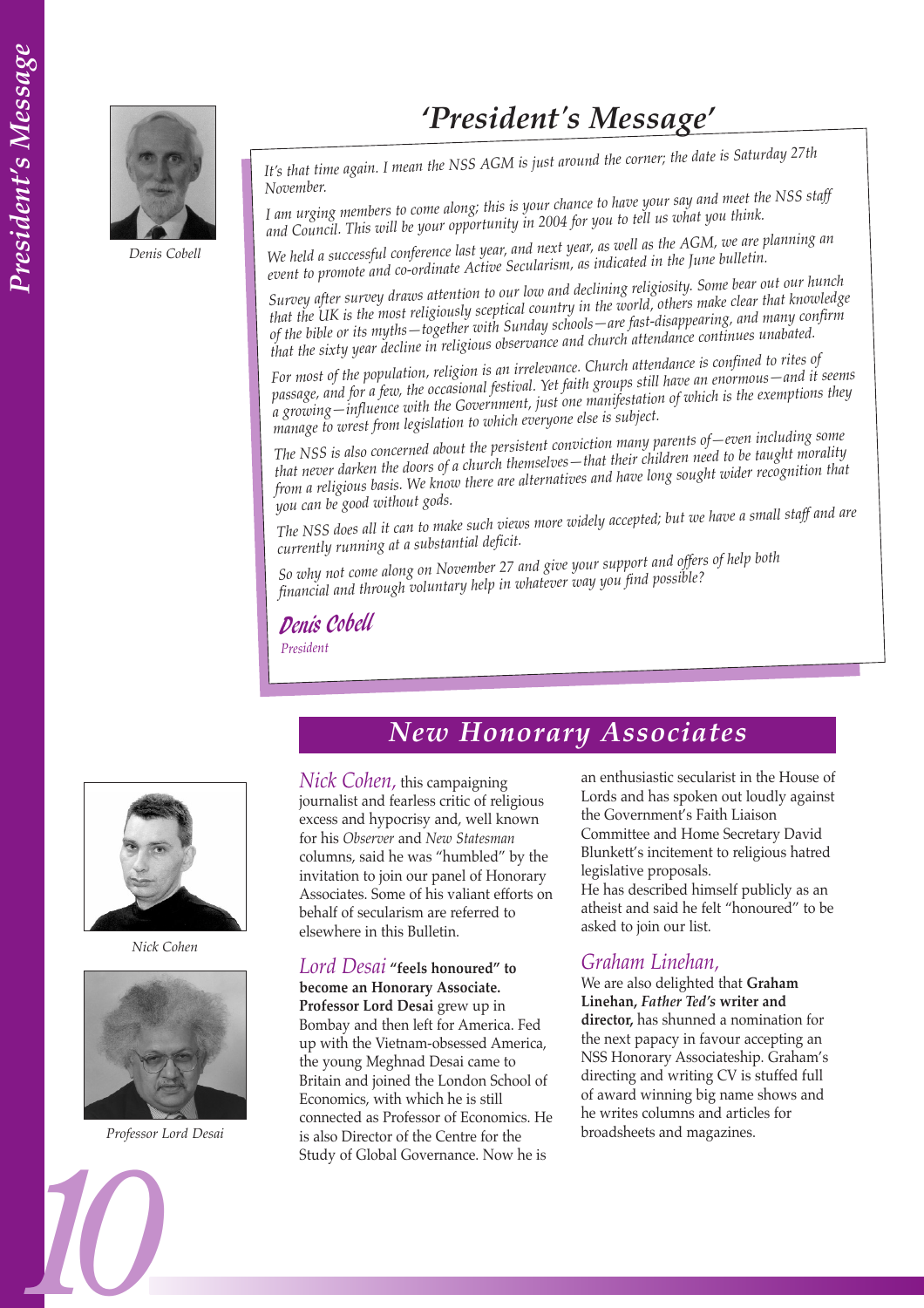# 'President's Message'

Denis Cobell

*It's that time again. I mean the NSS AGM is just around the corner; the date is Saturday 27th November.*

*I am urging members to come along; this is your chance to have your say and meet the NSS staff and Council. This will be your opportunity in 2004 for you to tell us what you think.*

*We held a successful conference last year, and next year, as well as the AGM, we are planning an event to promote and co-ordinate Active Secularism, as indicated in the June bulletin.*

*Survey after survey draws attention to our low and declining religiosity. Some bear out our hunch that the UK is the most religiously sceptical country in the world, others make clear that knowledge of the bible or its myths—together with Sunday schools—are fast-disappearing, and many confirm that the sixty year decline in religious observance and church attendance continues unabated.*

*For most of the population, religion is an irrelevance. Church attendance is confined to rites of passage, and for a few, the occasional festival. Yet faith groups still have an enormous—and it seems a growing—influence with the Government, just one manifestation of which is the exemptions they manage to wrest from legislation to which everyone else is subject.*

*The NSS is also concerned about the persistent conviction many parents of—even including some that never darken the doors of a church themselves—that their children need to be taught morality from a religious basis. We know there are alternatives and have long sought wider recognition that you can be good without gods.*

*The NSS does all it can to make such views more widely accepted; but we have a small staff and are currently running at a substantial deficit.*

*So why not come along on November 27 and give your support and offers of help both financial and through voluntary help in whatever way you find possible?*

*Denis Cobell*
*President*

## New Honorary Associates

Nick Cohen

Professor Lord Desai

*Nick Cohen,* this campaigning journalist and fearless critic of religious excess and hypocrisy and, well known for his *Observer* and *New Statesman* columns, said he was "humbled" by the invitation to join our panel of Honorary Associates. Some of his valiant efforts on behalf of secularism are referred to elsewhere in this Bulletin.

*Lord Desai* **"feels honoured" to become an Honorary Associate. Professor Lord Desai** grew up in Bombay and then left for America. Fed up with the Vietnam-obsessed America, the young Meghnad Desai came to Britain and joined the London School of Economics, with which he is still connected as Professor of Economics. He is also Director of the Centre for the Study of Global Governance. Now he is an enthusiastic secularist in the House of Lords and has spoken out loudly against the Government's Faith Liaison Committee and Home Secretary David Blunkett's incitement to religious hatred legislative proposals.

He has described himself publicly as an atheist and said he felt "honoured" to be asked to join our list.

*Graham Linehan,*

We are also delighted that **Graham Linehan, *Father Ted's* writer and director,** has shunned a nomination for the next papacy in favour accepting an NSS Honorary Associateship. Graham's directing and writing CV is stuffed full of award winning big name shows and he writes columns and articles for broadsheets and magazines.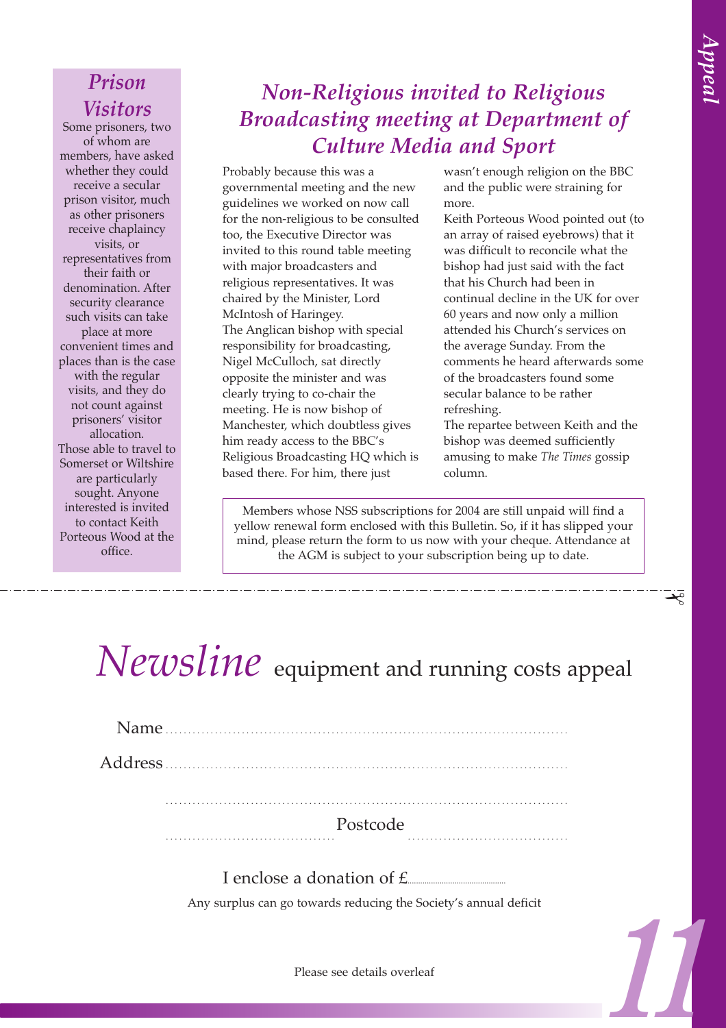## *Prison Visitors*

Some prisoners, two of whom are members, have asked whether they could receive a secular prison visitor, much as other prisoners receive chaplaincy visits, or representatives from their faith or denomination. After security clearance such visits can take place at more convenient times and places than is the case with the regular visits, and they do not count against prisoners' visitor allocation.

Those able to travel to Somerset or Wiltshire are particularly sought. Anyone interested is invited to contact Keith Porteous Wood at the office.

## *Non-Religious invited to Religious Broadcasting meeting at Department of Culture Media and Sport*

Probably because this was a governmental meeting and the new guidelines we worked on now call for the non-religious to be consulted too, the Executive Director was invited to this round table meeting with major broadcasters and religious representatives. It was chaired by the Minister, Lord McIntosh of Haringey.

The Anglican bishop with special responsibility for broadcasting, Nigel McCulloch, sat directly opposite the minister and was clearly trying to co-chair the meeting. He is now bishop of Manchester, which doubtless gives him ready access to the BBC's Religious Broadcasting HQ which is based there. For him, there just wasn't enough religion on the BBC and the public were straining for more.

Keith Porteous Wood pointed out (to an array of raised eyebrows) that it was difficult to reconcile what the bishop had just said with the fact that his Church had been in continual decline in the UK for over 60 years and now only a million attended his Church's services on the average Sunday. From the comments he heard afterwards some of the broadcasters found some secular balance to be rather refreshing.

The repartee between Keith and the bishop was deemed sufficiently amusing to make *The Times* gossip column.

Members whose NSS subscriptions for 2004 are still unpaid will find a yellow renewal form enclosed with this Bulletin. So, if it has slipped your mind, please return the form to us now with your cheque. Attendance at the AGM is subject to your subscription being up to date.

---

# *Newsline* equipment and running costs appeal

Name ..............................................................................

Address ..............................................................................

..............................................................................

.................................... Postcode ....................................

I enclose a donation of £..............................

Any surplus can go towards reducing the Society's annual deficit

Please see details overleaf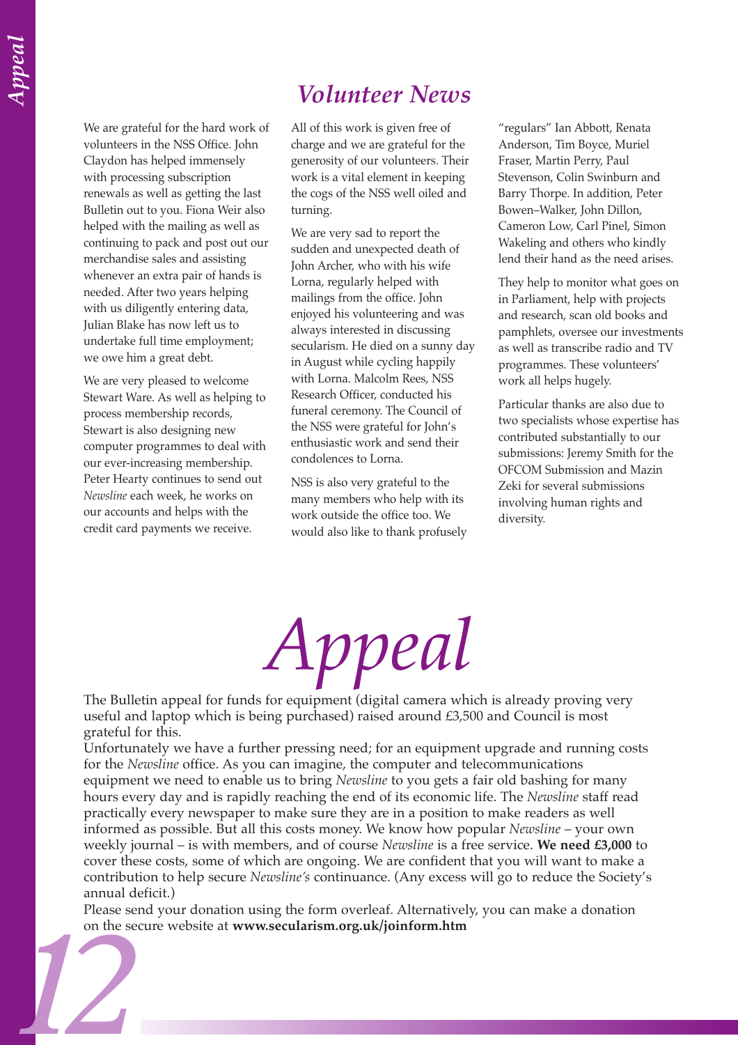## *Volunteer News*

We are grateful for the hard work of volunteers in the NSS Office. John Claydon has helped immensely with processing subscription renewals as well as getting the last Bulletin out to you. Fiona Weir also helped with the mailing as well as continuing to pack and post out our merchandise sales and assisting whenever an extra pair of hands is needed. After two years helping with us diligently entering data, Julian Blake has now left us to undertake full time employment; we owe him a great debt.

We are very pleased to welcome Stewart Ware. As well as helping to process membership records, Stewart is also designing new computer programmes to deal with our ever-increasing membership. Peter Hearty continues to send out *Newsline* each week, he works on our accounts and helps with the credit card payments we receive.

All of this work is given free of charge and we are grateful for the generosity of our volunteers. Their work is a vital element in keeping the cogs of the NSS well oiled and turning.

We are very sad to report the sudden and unexpected death of John Archer, who with his wife Lorna, regularly helped with mailings from the office. John enjoyed his volunteering and was always interested in discussing secularism. He died on a sunny day in August while cycling happily with Lorna. Malcolm Rees, NSS Research Officer, conducted his funeral ceremony. The Council of the NSS were grateful for John's enthusiastic work and send their condolences to Lorna.

NSS is also very grateful to the many members who help with its work outside the office too. We would also like to thank profusely "regulars" Ian Abbott, Renata Anderson, Tim Boyce, Muriel Fraser, Martin Perry, Paul Stevenson, Colin Swinburn and Barry Thorpe. In addition, Peter Bowen–Walker, John Dillon, Cameron Low, Carl Pinel, Simon Wakeling and others who kindly lend their hand as the need arises.

They help to monitor what goes on in Parliament, help with projects and research, scan old books and pamphlets, oversee our investments as well as transcribe radio and TV programmes. These volunteers' work all helps hugely.

Particular thanks are also due to two specialists whose expertise has contributed substantially to our submissions: Jeremy Smith for the OFCOM Submission and Mazin Zeki for several submissions involving human rights and diversity.

# *Appeal*

The Bulletin appeal for funds for equipment (digital camera which is already proving very useful and laptop which is being purchased) raised around £3,500 and Council is most grateful for this.

Unfortunately we have a further pressing need; for an equipment upgrade and running costs for the *Newsline* office. As you can imagine, the computer and telecommunications equipment we need to enable us to bring *Newsline* to you gets a fair old bashing for many hours every day and is rapidly reaching the end of its economic life. The *Newsline* staff read practically every newspaper to make sure they are in a position to make readers as well informed as possible. But all this costs money. We know how popular *Newsline* – your own weekly journal – is with members, and of course *Newsline* is a free service. **We need £3,000** to cover these costs, some of which are ongoing. We are confident that you will want to make a contribution to help secure *Newsline's* continuance. (Any excess will go to reduce the Society's annual deficit.)

Please send your donation using the form overleaf. Alternatively, you can make a donation on the secure website at **www.secularism.org.uk/joinform.htm**